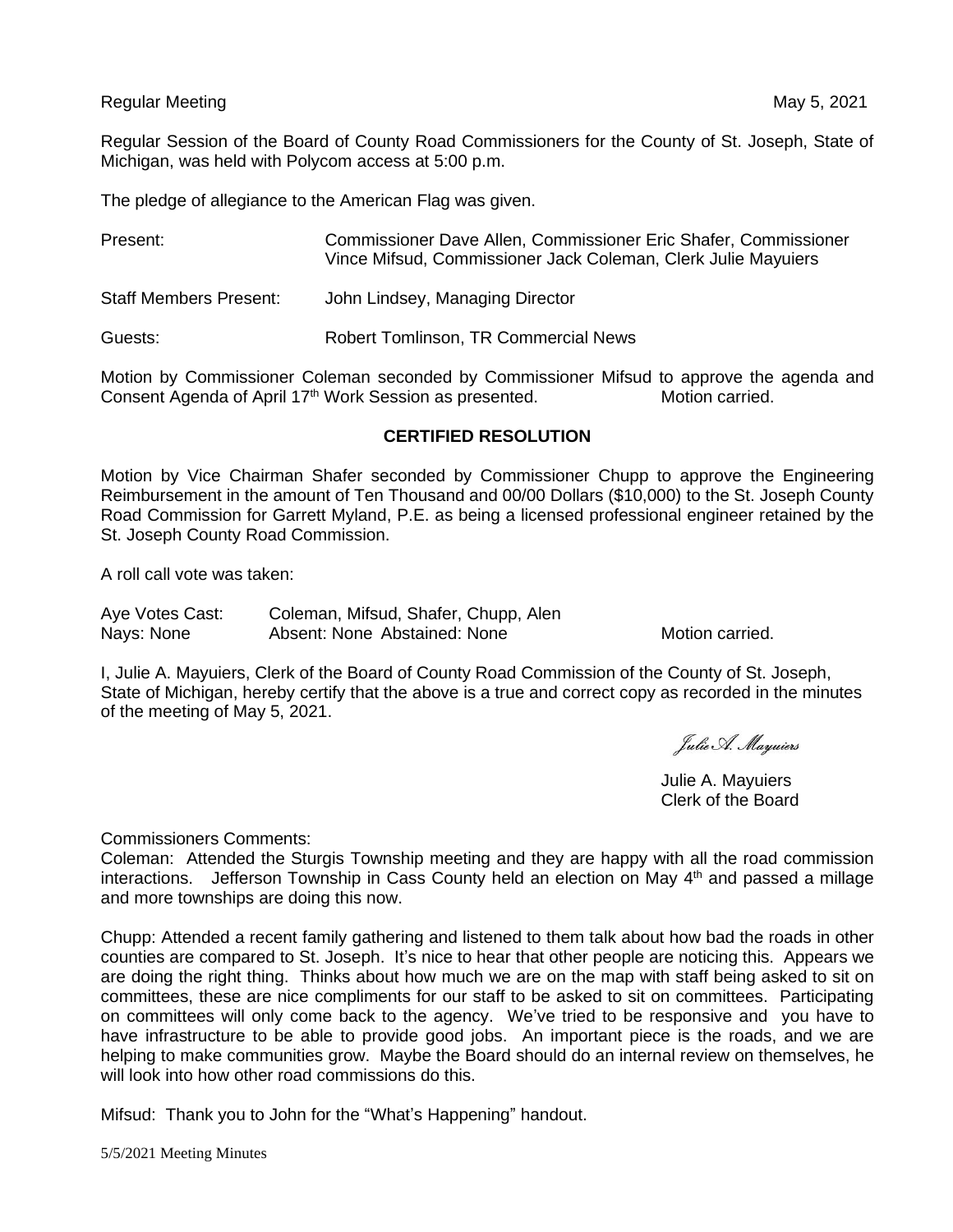Regular Meeting May 5, 2021

Regular Session of the Board of County Road Commissioners for the County of St. Joseph, State of Michigan, was held with Polycom access at 5:00 p.m.

The pledge of allegiance to the American Flag was given.

| | |
|---|---|
| Present: | Commissioner Dave Allen, Commissioner Eric Shafer, Commissioner Vince Mifsud, Commissioner Jack Coleman, Clerk Julie Mayuiers |
| Staff Members Present: | John Lindsey, Managing Director |
| Guests: | Robert Tomlinson, TR Commercial News |

Motion by Commissioner Coleman seconded by Commissioner Mifsud to approve the agenda and Consent Agenda of April 17th Work Session as presented. Motion carried.

## CERTIFIED RESOLUTION

Motion by Vice Chairman Shafer seconded by Commissioner Chupp to approve the Engineering Reimbursement in the amount of Ten Thousand and 00/00 Dollars ($10,000) to the St. Joseph County Road Commission for Garrett Myland, P.E. as being a licensed professional engineer retained by the St. Joseph County Road Commission.

A roll call vote was taken:

Aye Votes Cast: Coleman, Mifsud, Shafer, Chupp, Alen
Nays: None Absent: None Abstained: None Motion carried.

I, Julie A. Mayuiers, Clerk of the Board of County Road Commission of the County of St. Joseph, State of Michigan, hereby certify that the above is a true and correct copy as recorded in the minutes of the meeting of May 5, 2021.

*Julie A. Mayuiers*

Julie A. Mayuiers
Clerk of the Board

Commissioners Comments:
Coleman: Attended the Sturgis Township meeting and they are happy with all the road commission interactions. Jefferson Township in Cass County held an election on May 4th and passed a millage and more townships are doing this now.

Chupp: Attended a recent family gathering and listened to them talk about how bad the roads in other counties are compared to St. Joseph. It's nice to hear that other people are noticing this. Appears we are doing the right thing. Thinks about how much we are on the map with staff being asked to sit on committees, these are nice compliments for our staff to be asked to sit on committees. Participating on committees will only come back to the agency. We've tried to be responsive and you have to have infrastructure to be able to provide good jobs. An important piece is the roads, and we are helping to make communities grow. Maybe the Board should do an internal review on themselves, he will look into how other road commissions do this.

Mifsud: Thank you to John for the "What's Happening" handout.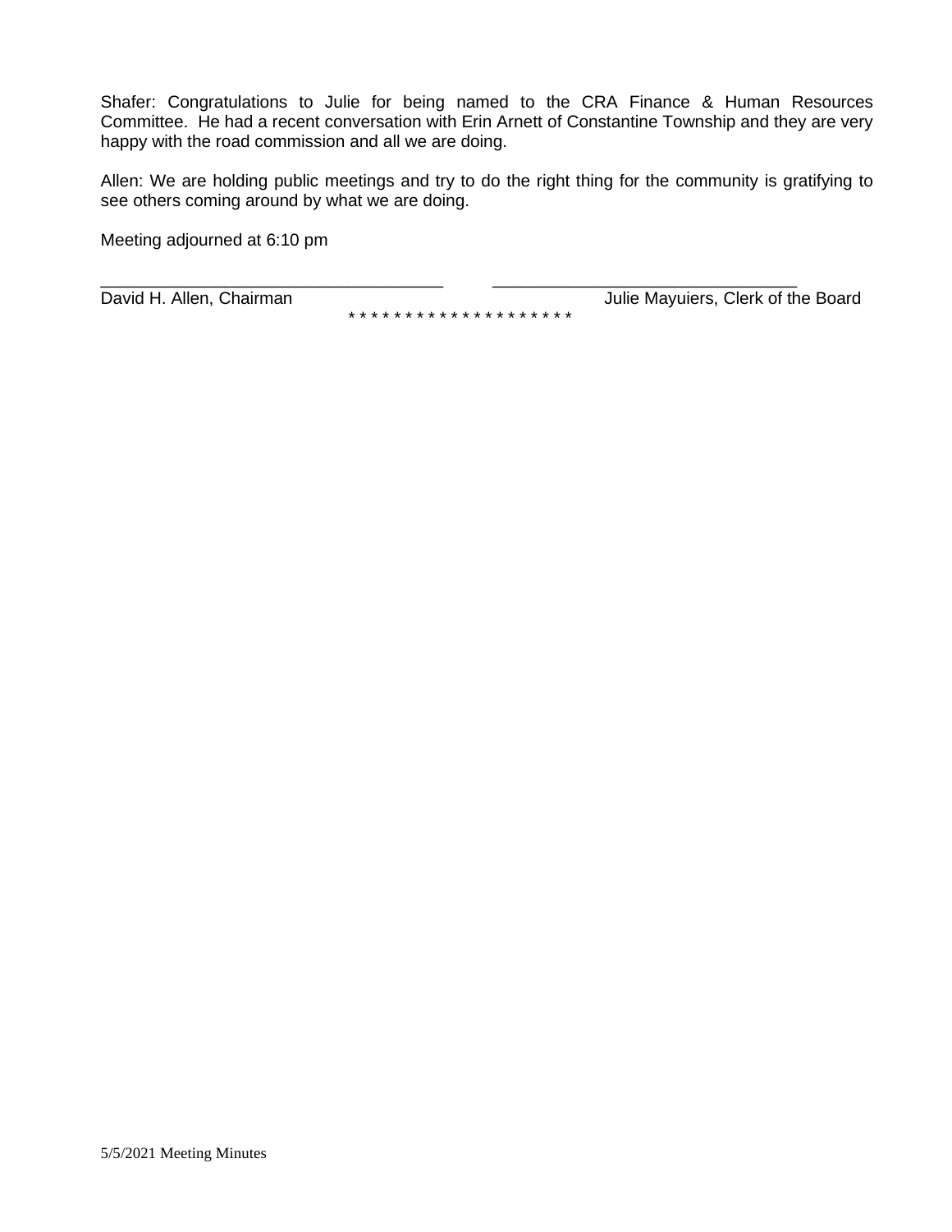Shafer: Congratulations to Julie for being named to the CRA Finance & Human Resources Committee. He had a recent conversation with Erin Arnett of Constantine Township and they are very happy with the road commission and all we are doing.

Allen: We are holding public meetings and try to do the right thing for the community is gratifying to see others coming around by what we are doing.

Meeting adjourned at 6:10 pm

_____________________________________ _________________________________

David H. Allen, Chairman Julie Mayuiers, Clerk of the Board

* * * * * * * * * * * * * * * * * * * *